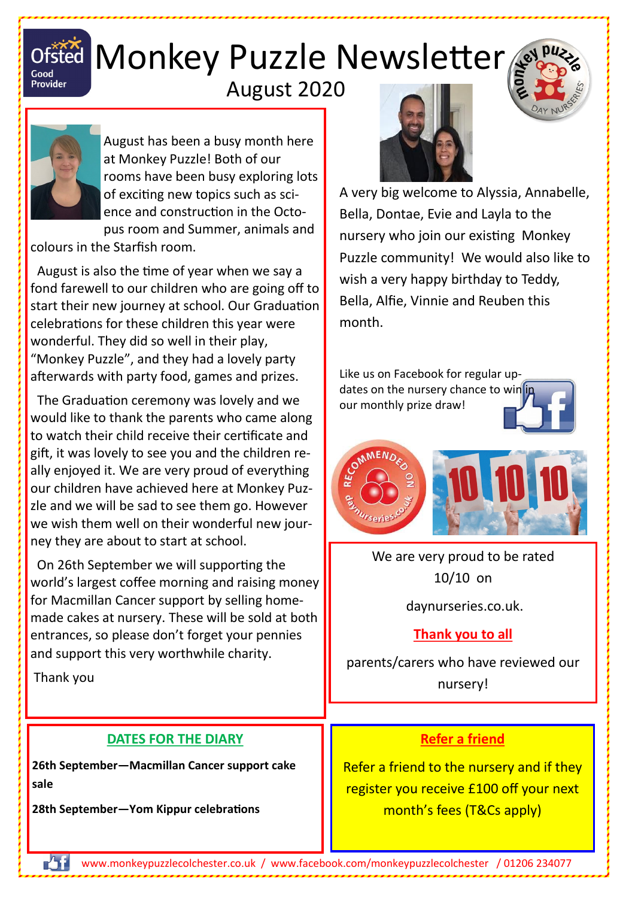# Monkey Puzzle Newsletter

## August 2020

Ofsted Good Provider

August has been a busy month here at Monkey Puzzle! Both of our rooms have been busy exploring lots of exciting new topics such as science and construction in the Octopus room and Summer, animals and colours in the Starfish room.

August is also the time of year when we say a fond farewell to our children who are going off to start their new journey at school. Our Graduation celebrations for these children this year were wonderful. They did so well in their play, "Monkey Puzzle", and they had a lovely party afterwards with party food, games and prizes.

The Graduation ceremony was lovely and we would like to thank the parents who came along to watch their child receive their certificate and gift, it was lovely to see you and the children really enjoyed it. We are very proud of everything our children have achieved here at Monkey Puzzle and we will be sad to see them go. However we wish them well on their wonderful new journey they are about to start at school.

On 26th September we will supporting the world's largest coffee morning and raising money for Macmillan Cancer support by selling homemade cakes at nursery. These will be sold at both entrances, so please don't forget your pennies and support this very worthwhile charity.

Thank you

A very big welcome to Alyssia, Annabelle, Bella, Dontae, Evie and Layla to the nursery who join our existing Monkey Puzzle community! We would also like to wish a very happy birthday to Teddy, Bella, Alfie, Vinnie and Reuben this month.

Like us on Facebook for regular updates on the nursery chance to win in our monthly prize draw!

We are very proud to be rated 10/10 on daynurseries.co.uk.

**Thank you to all**

parents/carers who have reviewed our nursery!

## DATES FOR THE DIARY

**26th September—Macmillan Cancer support cake sale**

**28th September—Yom Kippur celebrations**

## Refer a friend

Refer a friend to the nursery and if they register you receive £100 off your next month's fees (T&Cs apply)

www.monkeypuzzlecolchester.co.uk / www.facebook.com/monkeypuzzlecolchester / 01206 234077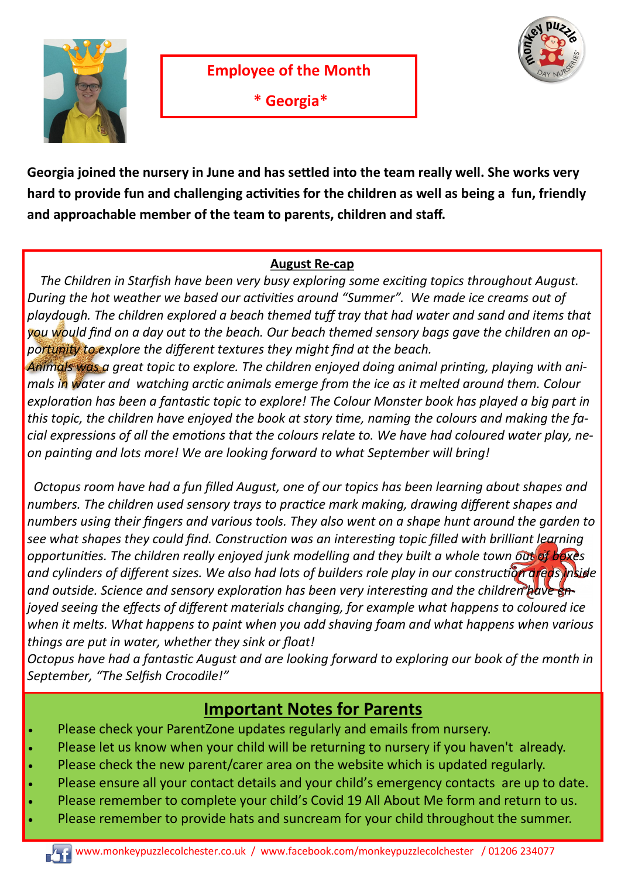**Employee of the Month**

*** Georgia***

**Georgia joined the nursery in June and has settled into the team really well. She works very hard to provide fun and challenging activities for the children as well as being a fun, friendly and approachable member of the team to parents, children and staff.**

## August Re-cap

*The Children in Starfish have been very busy exploring some exciting topics throughout August. During the hot weather we based our activities around "Summer". We made ice creams out of playdough. The children explored a beach themed tuff tray that had water and sand and items that you would find on a day out to the beach. Our beach themed sensory bags gave the children an opportunity to explore the different textures they might find at the beach.*

*Animals was a great topic to explore. The children enjoyed doing animal printing, playing with animals in water and watching arctic animals emerge from the ice as it melted around them. Colour exploration has been a fantastic topic to explore! The Colour Monster book has played a big part in this topic, the children have enjoyed the book at story time, naming the colours and making the facial expressions of all the emotions that the colours relate to. We have had coloured water play, neon painting and lots more! We are looking forward to what September will bring!*

*Octopus room have had a fun filled August, one of our topics has been learning about shapes and numbers. The children used sensory trays to practice mark making, drawing different shapes and numbers using their fingers and various tools. They also went on a shape hunt around the garden to see what shapes they could find. Construction was an interesting topic filled with brilliant learning opportunities. The children really enjoyed junk modelling and they built a whole town out of boxes and cylinders of different sizes. We also had lots of builders role play in our construction areas inside and outside. Science and sensory exploration has been very interesting and the children have enjoyed seeing the effects of different materials changing, for example what happens to coloured ice when it melts. What happens to paint when you add shaving foam and what happens when various things are put in water, whether they sink or float!*

*Octopus have had a fantastic August and are looking forward to exploring our book of the month in September, "The Selfish Crocodile!"*

## Important Notes for Parents

- Please check your ParentZone updates regularly and emails from nursery.
- Please let us know when your child will be returning to nursery if you haven't already.
- Please check the new parent/carer area on the website which is updated regularly.
- Please ensure all your contact details and your child's emergency contacts are up to date.
- Please remember to complete your child's Covid 19 All About Me form and return to us.
- Please remember to provide hats and suncream for your child throughout the summer.

www.monkeypuzzlecolchester.co.uk / www.facebook.com/monkeypuzzlecolchester / 01206 234077